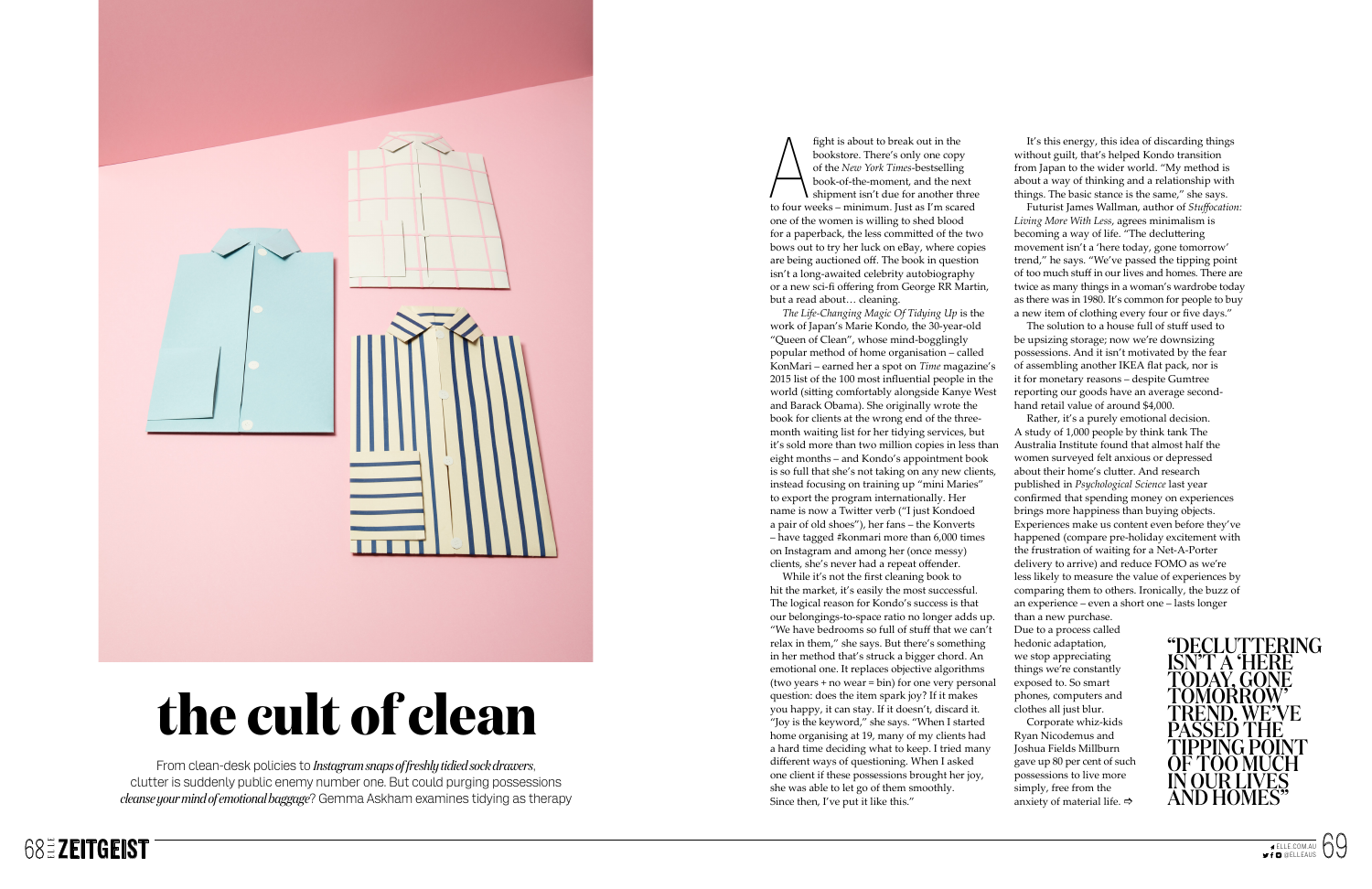# the cult of clean

From clean-desk policies to *Instagram snaps of freshly tidied sock drawers*, clutter is suddenly public enemy number one. But could purging possessions *cleanse your mind of emotional baggage*? Gemma Askham examines tidying as therapy

A fight is about to break out in the bookstore. There's only one copy of the *New York Times*-bestselling book-of-the-moment, and the next shipment isn't due for another three to four weeks – minimum. Just as I'm scared one of the women is willing to shed blood for a paperback, the less committed of the two bows out to try her luck on eBay, where copies are being auctioned off. The book in question isn't a long-awaited celebrity autobiography or a new sci-fi offering from George RR Martin, but a read about… cleaning.

*The Life-Changing Magic Of Tidying Up* is the work of Japan's Marie Kondo, the 30-year-old "Queen of Clean", whose mind-bogglingly popular method of home organisation – called KonMari – earned her a spot on *Time* magazine's 2015 list of the 100 most influential people in the world (sitting comfortably alongside Kanye West and Barack Obama). She originally wrote the book for clients at the wrong end of the three-month waiting list for her tidying services, but it's sold more than two million copies in less than eight months – and Kondo's appointment book is so full that she's not taking on any new clients, instead focusing on training up "mini Maries" to export the program internationally. Her name is now a Twitter verb ("I just Kondoed a pair of old shoes"), her fans – the Konverts – have tagged #konmari more than 6,000 times on Instagram and among her (once messy) clients, she's never had a repeat offender.

While it's not the first cleaning book to hit the market, it's easily the most successful. The logical reason for Kondo's success is that our belongings-to-space ratio no longer adds up. "We have bedrooms so full of stuff that we can't relax in them," she says. But there's something in her method that's struck a bigger chord. An emotional one. It replaces objective algorithms (two years + no wear = bin) for one very personal question: does the item spark joy? If it makes you happy, it can stay. If it doesn't, discard it. "Joy is the keyword," she says. "When I started home organising at 19, many of my clients had a hard time deciding what to keep. I tried many different ways of questioning. When I asked one client if these possessions brought her joy, she was able to let go of them smoothly. Since then, I've put it like this."

It's this energy, this idea of discarding things without guilt, that's helped Kondo transition from Japan to the wider world. "My method is about a way of thinking and a relationship with things. The basic stance is the same," she says.

Futurist James Wallman, author of *Stuffocation: Living More With Less*, agrees minimalism is becoming a way of life. "The decluttering movement isn't a 'here today, gone tomorrow' trend," he says. "We've passed the tipping point of too much stuff in our lives and homes. There are twice as many things in a woman's wardrobe today as there was in 1980. It's common for people to buy a new item of clothing every four or five days."

The solution to a house full of stuff used to be upsizing storage; now we're downsizing possessions. And it isn't motivated by the fear of assembling another IKEA flat pack, nor is it for monetary reasons – despite Gumtree reporting our goods have an average second-hand retail value of around $4,000.

Rather, it's a purely emotional decision. A study of 1,000 people by think tank The Australia Institute found that almost half the women surveyed felt anxious or depressed about their home's clutter. And research published in *Psychological Science* last year confirmed that spending money on experiences brings more happiness than buying objects. Experiences make us content even before they've happened (compare pre-holiday excitement with the frustration of waiting for a Net-A-Porter delivery to arrive) and reduce FOMO as we're less likely to measure the value of experiences by comparing them to others. Ironically, the buzz of an experience – even a short one – lasts longer than a new purchase. Due to a process called hedonic adaptation, we stop appreciating things we're constantly exposed to. So smart phones, computers and clothes all just blur.

Corporate whiz-kids Ryan Nicodemus and Joshua Fields Millburn gave up 80 per cent of such possessions to live more simply, free from the anxiety of material life. ⇨

**"DECLUTTERING ISN'T A 'HERE TODAY, GONE TOMORROW' TREND. WE'VE PASSED THE TIPPING POINT OF TOO MUCH IN OUR LIVES AND HOMES"**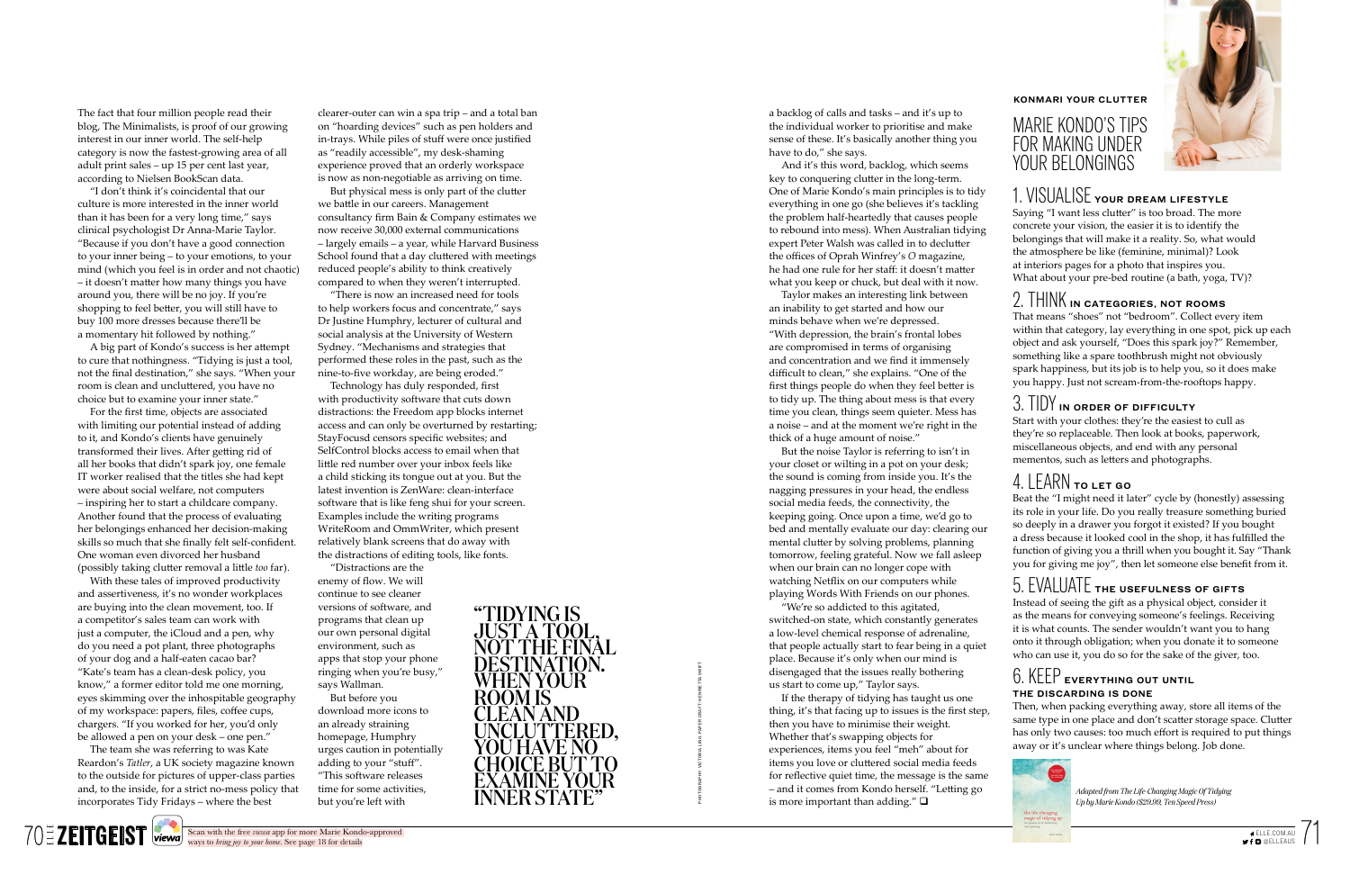The fact that four million people read their blog, The Minimalists, is proof of our growing interest in our inner world. The self-help category is now the fastest-growing area of all adult print sales – up 15 per cent last year, according to Nielsen BookScan data.

"I don't think it's coincidental that our culture is more interested in the inner world than it has been for a very long time," says clinical psychologist Dr Anna-Marie Taylor. "Because if you don't have a good connection to your inner being – to your emotions, to your mind (which you feel is in order and not chaotic) – it doesn't matter how many things you have around you, there will be no joy. If you're shopping to feel better, you will still have to buy 100 more dresses because there'll be a momentary hit followed by nothing."

A big part of Kondo's success is her attempt to cure that nothingness. "Tidying is just a tool, not the final destination," she says. "When your room is clean and uncluttered, you have no choice but to examine your inner state."

For the first time, objects are associated with limiting our potential instead of adding to it, and Kondo's clients have genuinely transformed their lives. After getting rid of all her books that didn't spark joy, one female IT worker realised that the titles she had kept were about social welfare, not computers – inspiring her to start a childcare company. Another found that the process of evaluating her belongings enhanced her decision-making skills so much that she finally felt self-confident. One woman even divorced her husband (possibly taking clutter removal a little *too* far).

With these tales of improved productivity and assertiveness, it's no wonder workplaces are buying into the clean movement, too. If a competitor's sales team can work with just a computer, the iCloud and a pen, why do you need a pot plant, three photographs of your dog and a half-eaten cacao bar? "Kate's team has a clean-desk policy, you know," a former editor told me one morning, eyes skimming over the inhospitable geography of my workspace: papers, files, coffee cups, chargers. "If you worked for her, you'd only be allowed a pen on your desk – one pen."

The team she was referring to was Kate Reardon's *Tatler*, a UK society magazine known to the outside for pictures of upper-class parties and, to the inside, for a strict no-mess policy that incorporates Tidy Fridays – where the best clearer-outer can win a spa trip – and a total ban on "hoarding devices" such as pen holders and in-trays. While piles of stuff were once justified as "readily accessible", my desk-shaming experience proved that an orderly workspace is now as non-negotiable as arriving on time.

But physical mess is only part of the clutter we battle in our careers. Management consultancy firm Bain & Company estimates we now receive 30,000 external communications – largely emails – a year, while Harvard Business School found that a day cluttered with meetings reduced people's ability to think creatively compared to when they weren't interrupted.

"There is now an increased need for tools to help workers focus and concentrate," says Dr Justine Humphry, lecturer of cultural and social analysis at the University of Western Sydney. "Mechanisms and strategies that performed these roles in the past, such as the nine-to-five workday, are being eroded."

Technology has duly responded, first with productivity software that cuts down distractions: the Freedom app blocks internet access and can only be overturned by restarting; StayFocusd censors specific websites; and SelfControl blocks access to email when that little red number over your inbox feels like a child sticking its tongue out at you. But the latest invention is ZenWare: clean-interface software that is like feng shui for your screen. Examples include the writing programs WriteRoom and OmmWriter, which present relatively blank screens that do away with the distractions of editing tools, like fonts.

"Distractions are the enemy of flow. We will continue to see cleaner versions of software, and programs that clean up our own personal digital environment, such as apps that stop your phone ringing when you're busy," says Wallman.

But before you download more icons to an already straining homepage, Humphry urges caution in potentially adding to your "stuff". "This software releases time for some activities, but you're left with a backlog of calls and tasks – and it's up to the individual worker to prioritise and make sense of these. It's basically another thing you have to do," she says.

**"TIDYING IS JUST A TOOL, NOT THE FINAL DESTINATION. WHEN YOUR ROOM IS CLEAN AND UNCLUTTERED, YOU HAVE NO CHOICE BUT TO EXAMINE YOUR INNER STATE"**

And it's this word, backlog, which seems key to conquering clutter in the long-term. One of Marie Kondo's main principles is to tidy everything in one go (she believes it's tackling the problem half-heartedly that causes people to rebound into mess). When Australian tidying expert Peter Walsh was called in to declutter the offices of Oprah Winfrey's *O* magazine, he had one rule for her staff: it doesn't matter what you keep or chuck, but deal with it now.

Taylor makes an interesting link between an inability to get started and how our minds behave when we're depressed. "With depression, the brain's frontal lobes are compromised in terms of organising and concentration and we find it immensely difficult to clean," she explains. "One of the first things people do when they feel better is to tidy up. The thing about mess is that every time you clean, things seem quieter. Mess has a noise – and at the moment we're right in the thick of a huge amount of noise."

But the noise Taylor is referring to isn't in your closet or wilting in a pot on your desk; the sound is coming from inside you. It's the nagging pressures in your head, the endless social media feeds, the connectivity, the keeping going. Once upon a time, we'd go to bed and mentally evaluate our day: clearing our mental clutter by solving problems, planning tomorrow, feeling grateful. Now we fall asleep when our brain can no longer cope with watching Netflix on our computers while playing Words With Friends on our phones.

"We're so addicted to this agitated, switched-on state, which constantly generates a low-level chemical response of adrenaline, that people actually start to fear being in a quiet place. Because it's only when our mind is disengaged that the issues really bothering us start to come up," Taylor says.

If the therapy of tidying has taught us one thing, it's that facing up to issues is the first step, then you have to minimise their weight. Whether that's swapping objects for experiences, items you feel "meh" about for items you love or cluttered social media feeds for reflective quiet time, the message is the same – and it comes from Kondo herself. "Letting go is more important than adding." ❑

PHOTOGRAPHY: VICTORIA LING. PAPER CRAFT: HENRIETTA SWIFT

**KONMARI YOUR CLUTTER**

## MARIE KONDO'S TIPS FOR MAKING UNDER YOUR BELONGINGS

### 1. VISUALISE YOUR DREAM LIFESTYLE

Saying "I want less clutter" is too broad. The more concrete your vision, the easier it is to identify the belongings that will make it a reality. So, what would the atmosphere be like (feminine, minimal)? Look at interiors pages for a photo that inspires you. What about your pre-bed routine (a bath, yoga, TV)?

### 2. THINK IN CATEGORIES, NOT ROOMS

That means "shoes" not "bedroom". Collect every item within that category, lay everything in one spot, pick up each object and ask yourself, "Does this spark joy?" Remember, something like a spare toothbrush might not obviously spark happiness, but its job is to help you, so it does make you happy. Just not scream-from-the-rooftops happy.

### 3. TIDY IN ORDER OF DIFFICULTY

Start with your clothes: they're the easiest to cull as they're so replaceable. Then look at books, paperwork, miscellaneous objects, and end with any personal mementos, such as letters and photographs.

### 4. LEARN TO LET GO

Beat the "I might need it later" cycle by (honestly) assessing its role in your life. Do you really treasure something buried so deeply in a drawer you forgot it existed? If you bought a dress because it looked cool in the shop, it has fulfilled the function of giving you a thrill when you bought it. Say "Thank you for giving me joy", then let someone else benefit from it.

### 5. EVALUATE THE USEFULNESS OF GIFTS

Instead of seeing the gift as a physical object, consider it as the means for conveying someone's feelings. Receiving it is what counts. The sender wouldn't want you to hang onto it through obligation; when you donate it to someone who can use it, you do so for the sake of the giver, too.

### 6. KEEP EVERYTHING OUT UNTIL THE DISCARDING IS DONE

Then, when packing everything away, store all items of the same type in one place and don't scatter storage space. Clutter has only two causes: too much effort is required to put things away or it's unclear where things belong. Job done.

*Adapted from The Life-Changing Magic Of Tidying Up by Marie Kondo ($29.99, Ten Speed Press)*

Scan with the free *viewa* app for more Marie Kondo-approved ways to *bring joy to your home*. See page 18 for details